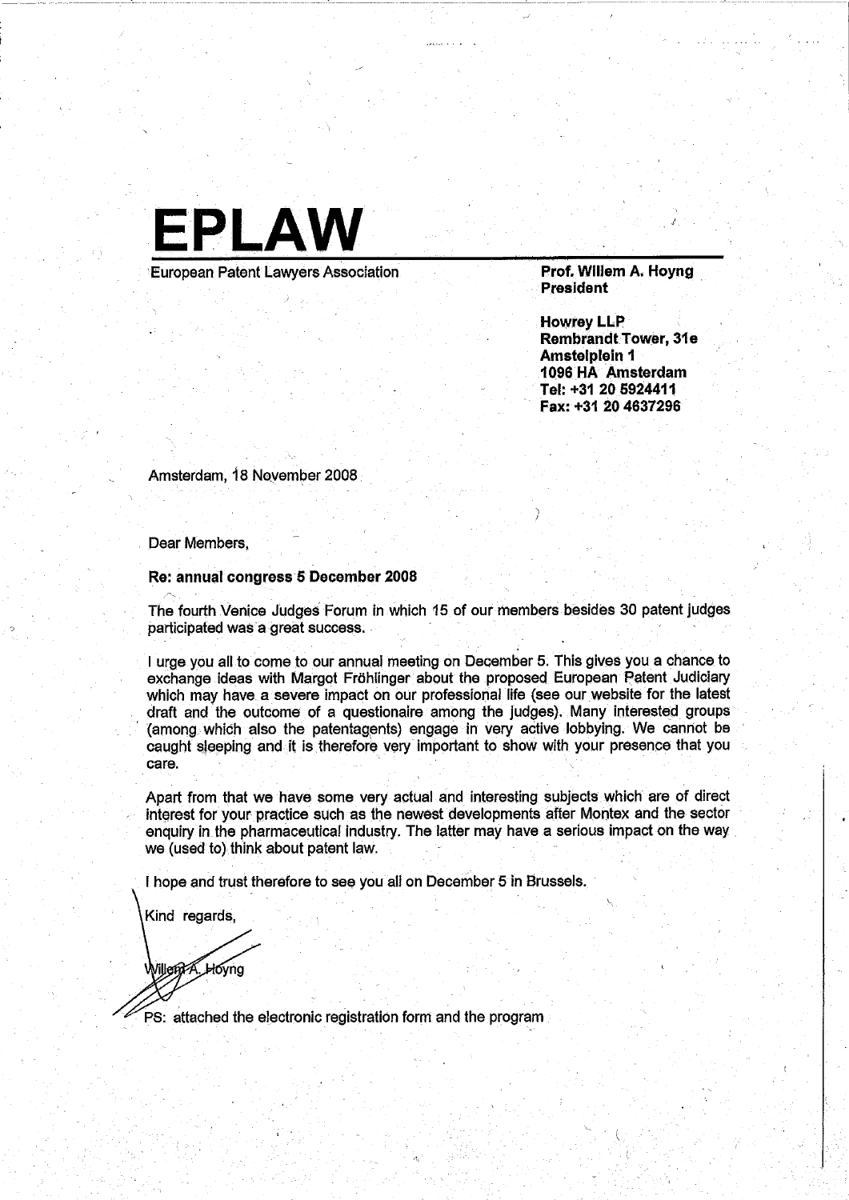# EPLAW

European Patent Lawyers Association

**Prof. Willem A. Hoyng**
**President**

**Howrey LLP**
**Rembrandt Tower, 31e**
**Amstelplein 1**
**1096 HA Amsterdam**
**Tel: +31 20 5924411**
**Fax: +31 20 4637296**

Amsterdam, 18 November 2008

Dear Members,

**Re: annual congress 5 December 2008**

The fourth Venice Judges Forum in which 15 of our members besides 30 patent judges participated was a great success.

I urge you all to come to our annual meeting on December 5. This gives you a chance to exchange ideas with Margot Fröhlinger about the proposed European Patent Judiciary which may have a severe impact on our professional life (see our website for the latest draft and the outcome of a questionaire among the judges). Many interested groups (among which also the patentagents) engage in very active lobbying. We cannot be caught sleeping and it is therefore very important to show with your presence that you care.

Apart from that we have some very actual and interesting subjects which are of direct interest for your practice such as the newest developments after Montex and the sector enquiry in the pharmaceutical industry. The latter may have a serious impact on the way we (used to) think about patent law.

I hope and trust therefore to see you all on December 5 in Brussels.

Kind regards,

Willem A. Hoyng

PS: attached the electronic registration form and the program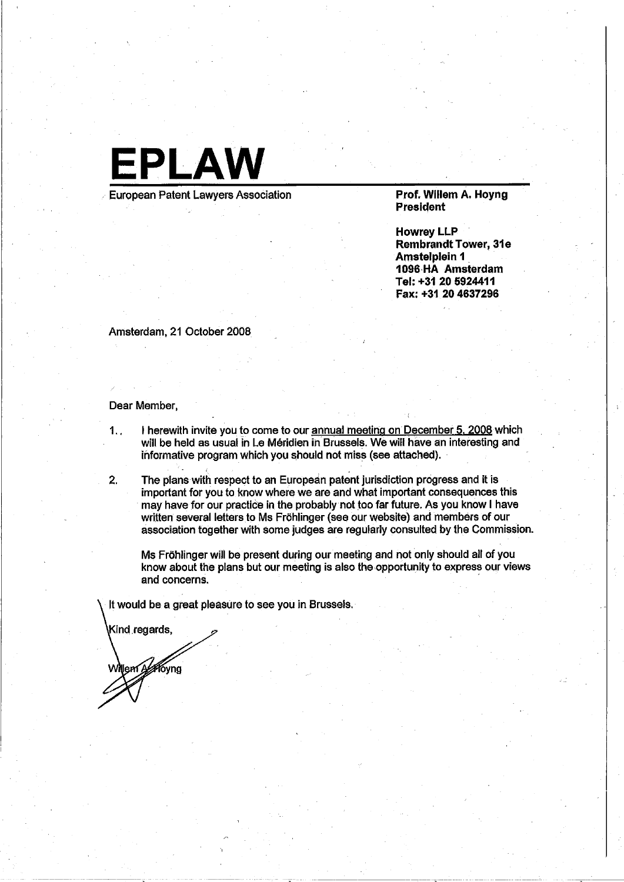# EPLAW

European Patent Lawyers Association

**Prof. Willem A. Hoyng**
**President**

**Howrey LLP**
**Rembrandt Tower, 31e**
**Amstelplein 1**
**1096 HA Amsterdam**
**Tel: +31 20 5924411**
**Fax: +31 20 4637296**

Amsterdam, 21 October 2008

Dear Member,

1. I herewith invite you to come to our annual meeting on December 5, 2008 which will be held as usual in Le Méridien in Brussels. We will have an interesting and informative program which you should not miss (see attached).

2. The plans with respect to an European patent jurisdiction progress and it is important for you to know where we are and what important consequences this may have for our practice in the probably not too far future. As you know I have written several letters to Ms Fröhlinger (see our website) and members of our association together with some judges are regularly consulted by the Commission.

   Ms Fröhlinger will be present during our meeting and not only should all of you know about the plans but our meeting is also the opportunity to express our views and concerns.

It would be a great pleasure to see you in Brussels.

Kind regards,

Willem A. Hoyng